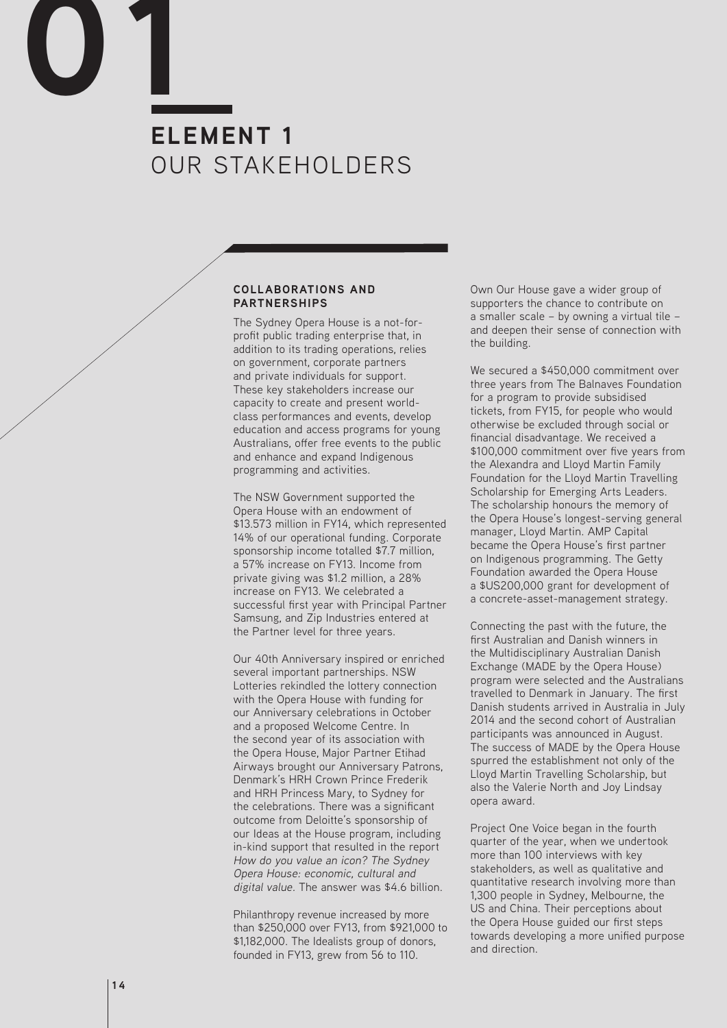# 01

## ELEMENT 1
## OUR STAKEHOLDERS

### COLLABORATIONS AND PARTNERSHIPS

The Sydney Opera House is a not-for-profit public trading enterprise that, in addition to its trading operations, relies on government, corporate partners and private individuals for support. These key stakeholders increase our capacity to create and present world-class performances and events, develop education and access programs for young Australians, offer free events to the public and enhance and expand Indigenous programming and activities.

The NSW Government supported the Opera House with an endowment of $13.573 million in FY14, which represented 14% of our operational funding. Corporate sponsorship income totalled $7.7 million, a 57% increase on FY13. Income from private giving was $1.2 million, a 28% increase on FY13. We celebrated a successful first year with Principal Partner Samsung, and Zip Industries entered at the Partner level for three years.

Our 40th Anniversary inspired or enriched several important partnerships. NSW Lotteries rekindled the lottery connection with the Opera House with funding for our Anniversary celebrations in October and a proposed Welcome Centre. In the second year of its association with the Opera House, Major Partner Etihad Airways brought our Anniversary Patrons, Denmark's HRH Crown Prince Frederik and HRH Princess Mary, to Sydney for the celebrations. There was a significant outcome from Deloitte's sponsorship of our Ideas at the House program, including in-kind support that resulted in the report *How do you value an icon? The Sydney Opera House: economic, cultural and digital value.* The answer was $4.6 billion.

Philanthropy revenue increased by more than $250,000 over FY13, from $921,000 to $1,182,000. The Idealists group of donors, founded in FY13, grew from 56 to 110.

Own Our House gave a wider group of supporters the chance to contribute on a smaller scale – by owning a virtual tile – and deepen their sense of connection with the building.

We secured a $450,000 commitment over three years from The Balnaves Foundation for a program to provide subsidised tickets, from FY15, for people who would otherwise be excluded through social or financial disadvantage. We received a $100,000 commitment over five years from the Alexandra and Lloyd Martin Family Foundation for the Lloyd Martin Travelling Scholarship for Emerging Arts Leaders. The scholarship honours the memory of the Opera House's longest-serving general manager, Lloyd Martin. AMP Capital became the Opera House's first partner on Indigenous programming. The Getty Foundation awarded the Opera House a $US200,000 grant for development of a concrete-asset-management strategy.

Connecting the past with the future, the first Australian and Danish winners in the Multidisciplinary Australian Danish Exchange (MADE by the Opera House) program were selected and the Australians travelled to Denmark in January. The first Danish students arrived in Australia in July 2014 and the second cohort of Australian participants was announced in August. The success of MADE by the Opera House spurred the establishment not only of the Lloyd Martin Travelling Scholarship, but also the Valerie North and Joy Lindsay opera award.

Project One Voice began in the fourth quarter of the year, when we undertook more than 100 interviews with key stakeholders, as well as qualitative and quantitative research involving more than 1,300 people in Sydney, Melbourne, the US and China. Their perceptions about the Opera House guided our first steps towards developing a more unified purpose and direction.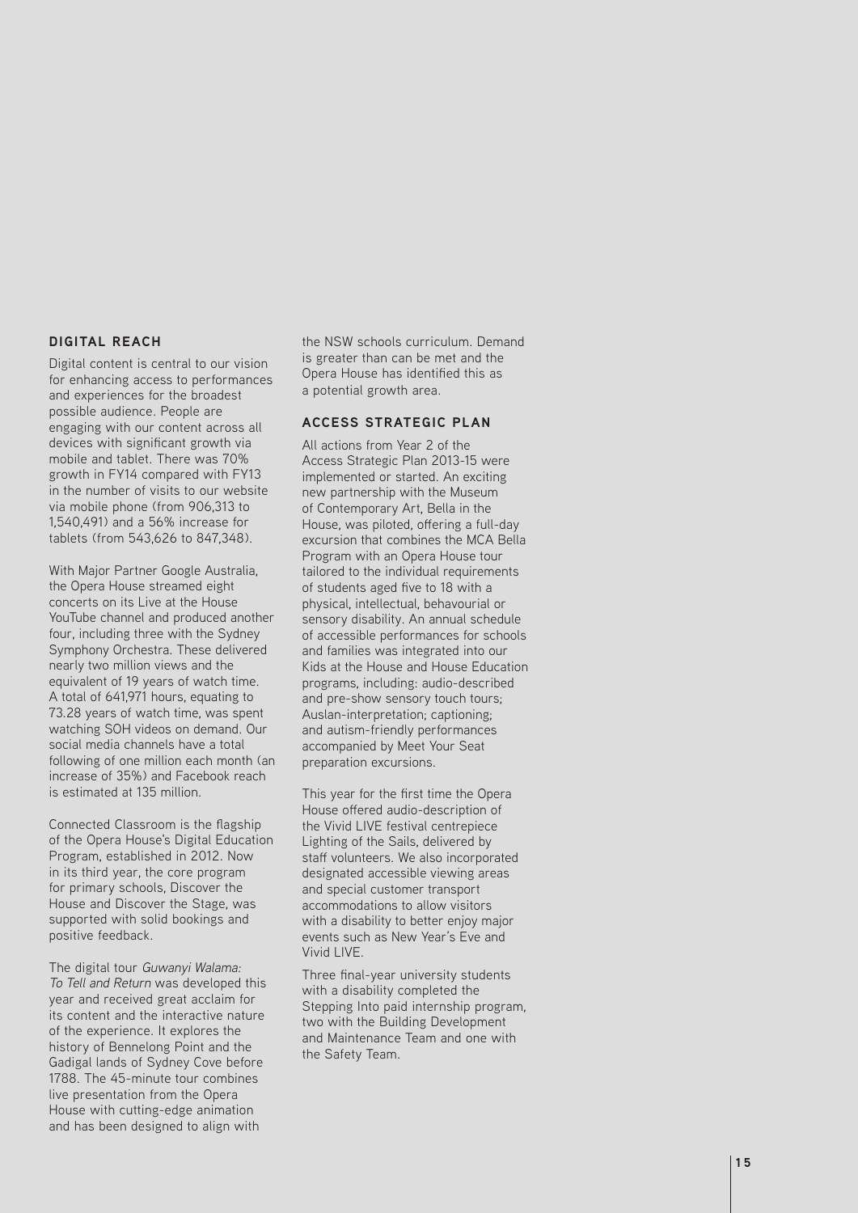## DIGITAL REACH

Digital content is central to our vision for enhancing access to performances and experiences for the broadest possible audience. People are engaging with our content across all devices with significant growth via mobile and tablet. There was 70% growth in FY14 compared with FY13 in the number of visits to our website via mobile phone (from 906,313 to 1,540,491) and a 56% increase for tablets (from 543,626 to 847,348).

With Major Partner Google Australia, the Opera House streamed eight concerts on its Live at the House YouTube channel and produced another four, including three with the Sydney Symphony Orchestra. These delivered nearly two million views and the equivalent of 19 years of watch time. A total of 641,971 hours, equating to 73.28 years of watch time, was spent watching SOH videos on demand. Our social media channels have a total following of one million each month (an increase of 35%) and Facebook reach is estimated at 135 million.

Connected Classroom is the flagship of the Opera House's Digital Education Program, established in 2012. Now in its third year, the core program for primary schools, Discover the House and Discover the Stage, was supported with solid bookings and positive feedback.

The digital tour *Guwanyi Walama: To Tell and Return* was developed this year and received great acclaim for its content and the interactive nature of the experience. It explores the history of Bennelong Point and the Gadigal lands of Sydney Cove before 1788. The 45-minute tour combines live presentation from the Opera House with cutting-edge animation and has been designed to align with the NSW schools curriculum. Demand is greater than can be met and the Opera House has identified this as a potential growth area.

## ACCESS STRATEGIC PLAN

All actions from Year 2 of the Access Strategic Plan 2013-15 were implemented or started. An exciting new partnership with the Museum of Contemporary Art, Bella in the House, was piloted, offering a full-day excursion that combines the MCA Bella Program with an Opera House tour tailored to the individual requirements of students aged five to 18 with a physical, intellectual, behavourial or sensory disability. An annual schedule of accessible performances for schools and families was integrated into our Kids at the House and House Education programs, including: audio-described and pre-show sensory touch tours; Auslan-interpretation; captioning; and autism-friendly performances accompanied by Meet Your Seat preparation excursions.

This year for the first time the Opera House offered audio-description of the Vivid LIVE festival centrepiece Lighting of the Sails, delivered by staff volunteers. We also incorporated designated accessible viewing areas and special customer transport accommodations to allow visitors with a disability to better enjoy major events such as New Year's Eve and Vivid LIVE.

Three final-year university students with a disability completed the Stepping Into paid internship program, two with the Building Development and Maintenance Team and one with the Safety Team.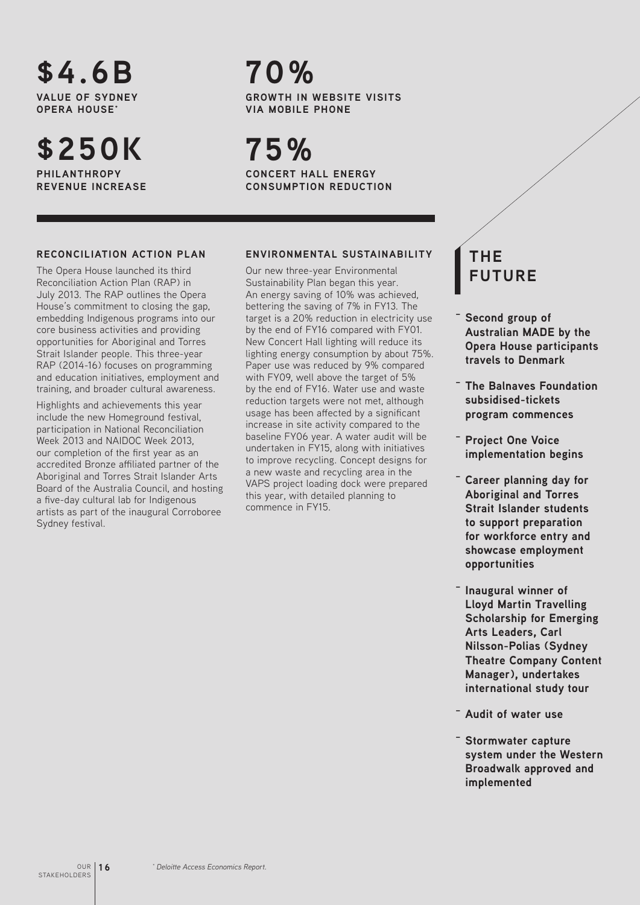**$4.6B**
**VALUE OF SYDNEY OPERA HOUSE***

**70%**
**GROWTH IN WEBSITE VISITS VIA MOBILE PHONE**

**$250K**
**PHILANTHROPY REVENUE INCREASE**

**75%**
**CONCERT HALL ENERGY CONSUMPTION REDUCTION**

### RECONCILIATION ACTION PLAN

The Opera House launched its third Reconciliation Action Plan (RAP) in July 2013. The RAP outlines the Opera House's commitment to closing the gap, embedding Indigenous programs into our core business activities and providing opportunities for Aboriginal and Torres Strait Islander people. This three-year RAP (2014-16) focuses on programming and education initiatives, employment and training, and broader cultural awareness.

Highlights and achievements this year include the new Homeground festival, participation in National Reconciliation Week 2013 and NAIDOC Week 2013, our completion of the first year as an accredited Bronze affiliated partner of the Aboriginal and Torres Strait Islander Arts Board of the Australia Council, and hosting a five-day cultural lab for Indigenous artists as part of the inaugural Corroboree Sydney festival.

### ENVIRONMENTAL SUSTAINABILITY

Our new three-year Environmental Sustainability Plan began this year. An energy saving of 10% was achieved, bettering the saving of 7% in FY13. The target is a 20% reduction in electricity use by the end of FY16 compared with FY01. New Concert Hall lighting will reduce its lighting energy consumption by about 75%. Paper use was reduced by 9% compared with FY09, well above the target of 5% by the end of FY16. Water use and waste reduction targets were not met, although usage has been affected by a significant increase in site activity compared to the baseline FY06 year. A water audit will be undertaken in FY15, along with initiatives to improve recycling. Concept designs for a new waste and recycling area in the VAPS project loading dock were prepared this year, with detailed planning to commence in FY15.

## THE FUTURE

- **Second group of Australian MADE by the Opera House participants travels to Denmark**
- **The Balnaves Foundation subsidised-tickets program commences**
- **Project One Voice implementation begins**
- **Career planning day for Aboriginal and Torres Strait Islander students to support preparation for workforce entry and showcase employment opportunities**
- **Inaugural winner of Lloyd Martin Travelling Scholarship for Emerging Arts Leaders, Carl Nilsson-Polias (Sydney Theatre Company Content Manager), undertakes international study tour**
- **Audit of water use**
- **Stormwater capture system under the Western Broadwalk approved and implemented**

*Deloitte Access Economics Report.*